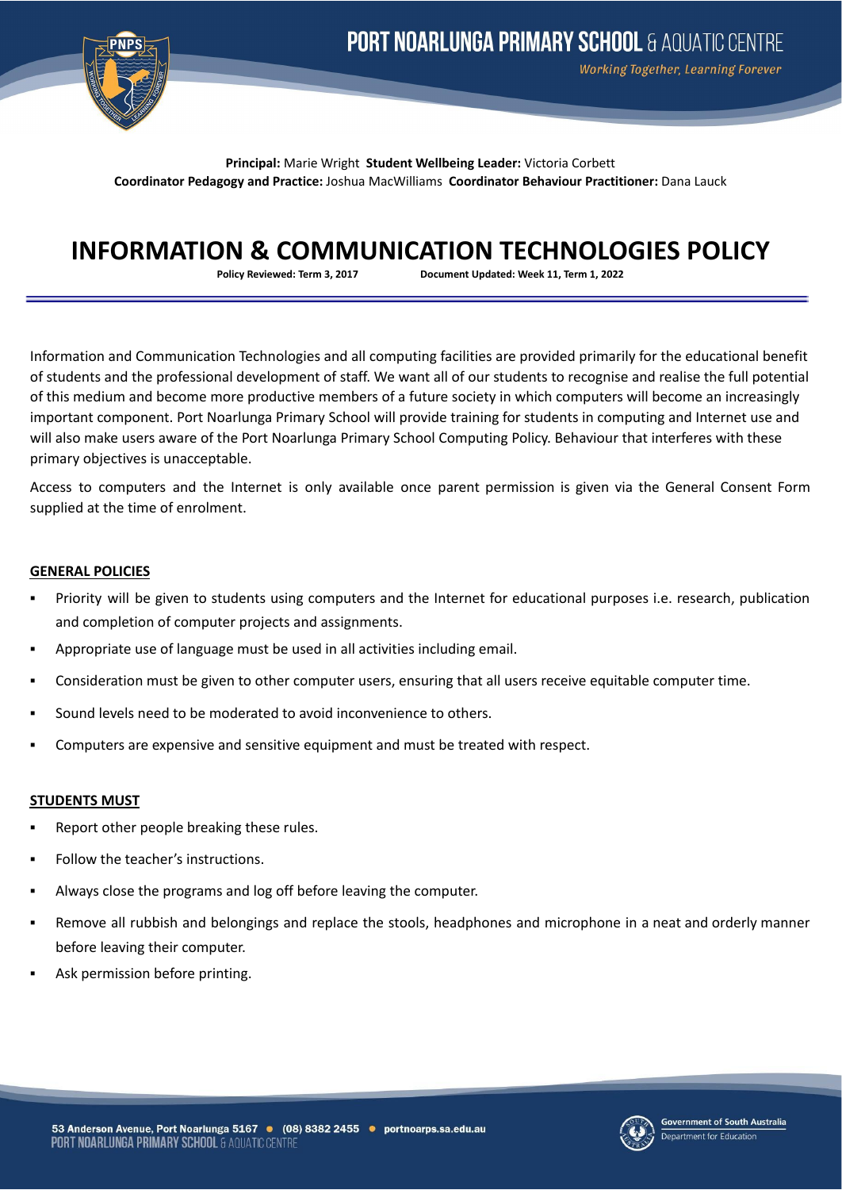**Principal:** Marie Wright **Student Wellbeing Leader:** Victoria Corbett
**Coordinator Pedagogy and Practice:** Joshua MacWilliams **Coordinator Behaviour Practitioner:** Dana Lauck

# INFORMATION & COMMUNICATION TECHNOLOGIES POLICY

**Policy Reviewed: Term 3, 2017** **Document Updated: Week 11, Term 1, 2022**

Information and Communication Technologies and all computing facilities are provided primarily for the educational benefit of students and the professional development of staff. We want all of our students to recognise and realise the full potential of this medium and become more productive members of a future society in which computers will become an increasingly important component. Port Noarlunga Primary School will provide training for students in computing and Internet use and will also make users aware of the Port Noarlunga Primary School Computing Policy. Behaviour that interferes with these primary objectives is unacceptable.

Access to computers and the Internet is only available once parent permission is given via the General Consent Form supplied at the time of enrolment.

## GENERAL POLICIES

- Priority will be given to students using computers and the Internet for educational purposes i.e. research, publication and completion of computer projects and assignments.
- Appropriate use of language must be used in all activities including email.
- Consideration must be given to other computer users, ensuring that all users receive equitable computer time.
- Sound levels need to be moderated to avoid inconvenience to others.
- Computers are expensive and sensitive equipment and must be treated with respect.

## STUDENTS MUST

- Report other people breaking these rules.
- Follow the teacher's instructions.
- Always close the programs and log off before leaving the computer.
- Remove all rubbish and belongings and replace the stools, headphones and microphone in a neat and orderly manner before leaving their computer.
- Ask permission before printing.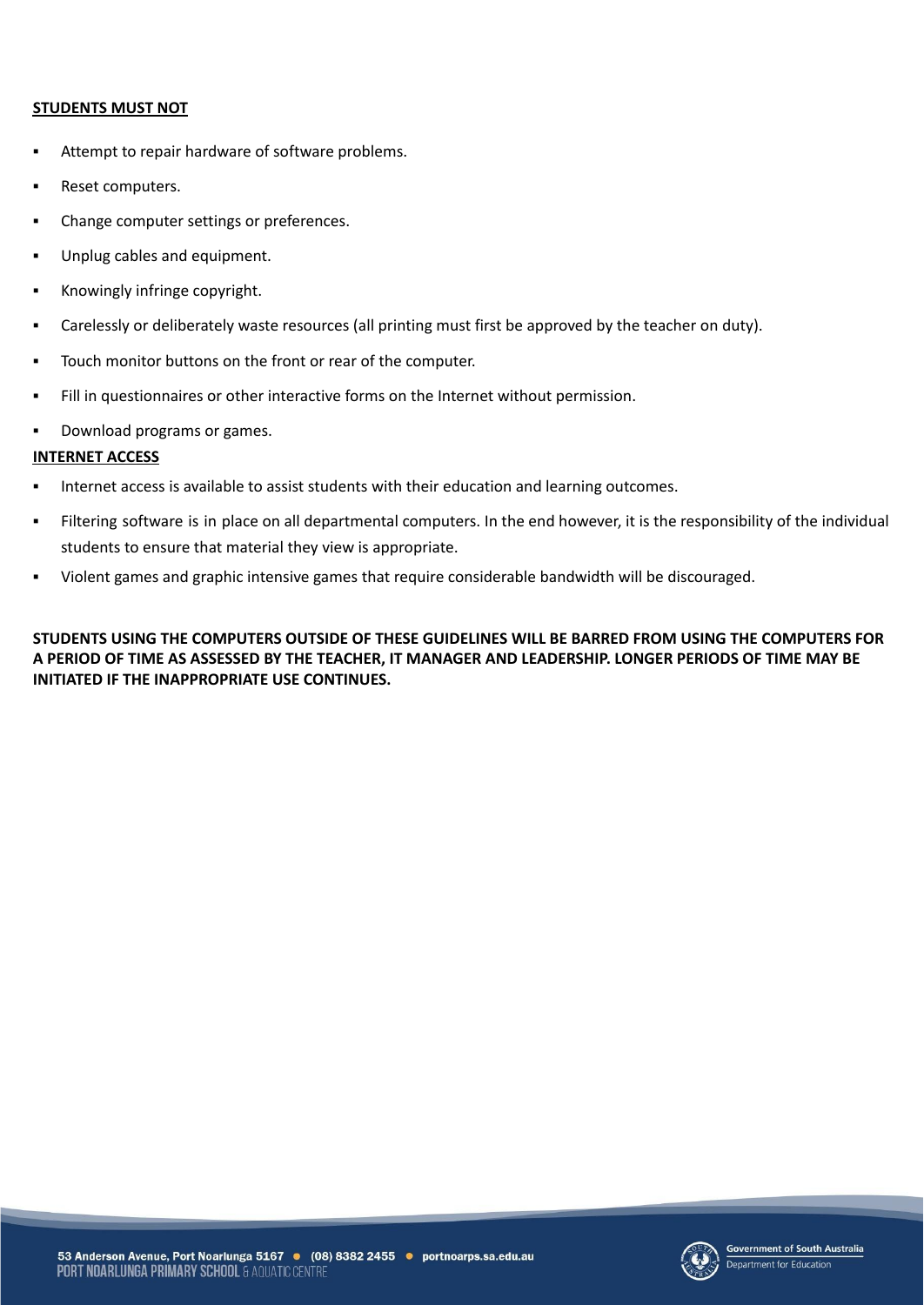**STUDENTS MUST NOT**

- Attempt to repair hardware of software problems.
- Reset computers.
- Change computer settings or preferences.
- Unplug cables and equipment.
- Knowingly infringe copyright.
- Carelessly or deliberately waste resources (all printing must first be approved by the teacher on duty).
- Touch monitor buttons on the front or rear of the computer.
- Fill in questionnaires or other interactive forms on the Internet without permission.
- Download programs or games.

**INTERNET ACCESS**

- Internet access is available to assist students with their education and learning outcomes.
- Filtering software is in place on all departmental computers. In the end however, it is the responsibility of the individual students to ensure that material they view is appropriate.
- Violent games and graphic intensive games that require considerable bandwidth will be discouraged.

**STUDENTS USING THE COMPUTERS OUTSIDE OF THESE GUIDELINES WILL BE BARRED FROM USING THE COMPUTERS FOR A PERIOD OF TIME AS ASSESSED BY THE TEACHER, IT MANAGER AND LEADERSHIP. LONGER PERIODS OF TIME MAY BE INITIATED IF THE INAPPROPRIATE USE CONTINUES.**